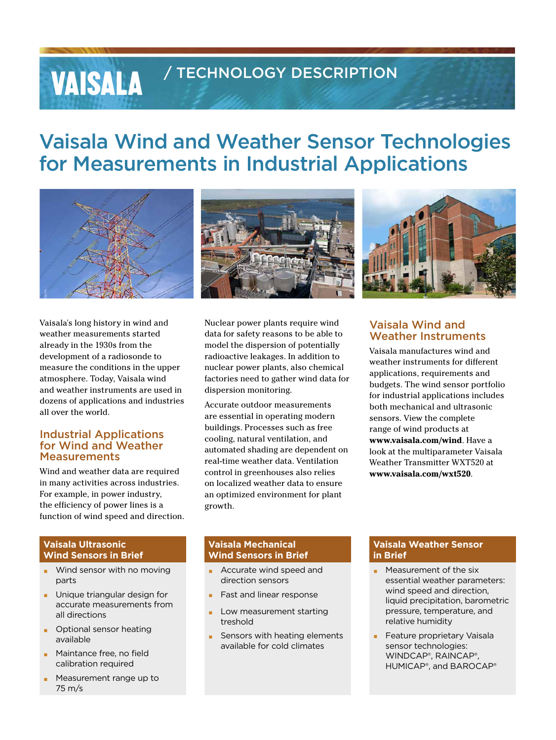VAISALA / TECHNOLOGY DESCRIPTION

# Vaisala Wind and Weather Sensor Technologies for Measurements in Industrial Applications

Vaisala's long history in wind and weather measurements started already in the 1930s from the development of a radiosonde to measure the conditions in the upper atmosphere. Today, Vaisala wind and weather instruments are used in dozens of applications and industries all over the world.

## Industrial Applications for Wind and Weather Measurements

Wind and weather data are required in many activities across industries. For example, in power industry, the efficiency of power lines is a function of wind speed and direction.

Nuclear power plants require wind data for safety reasons to be able to model the dispersion of potentially radioactive leakages. In addition to nuclear power plants, also chemical factories need to gather wind data for dispersion monitoring.

Accurate outdoor measurements are essential in operating modern buildings. Processes such as free cooling, natural ventilation, and automated shading are dependent on real-time weather data. Ventilation control in greenhouses also relies on localized weather data to ensure an optimized environment for plant growth.

## Vaisala Wind and Weather Instruments

Vaisala manufactures wind and weather instruments for different applications, requirements and budgets. The wind sensor portfolio for industrial applications includes both mechanical and ultrasonic sensors. View the complete range of wind products at **www.vaisala.com/wind**. Have a look at the multiparameter Vaisala Weather Transmitter WXT520 at **www.vaisala.com/wxt520**.

### Vaisala Ultrasonic Wind Sensors in Brief

- Wind sensor with no moving parts
- Unique triangular design for accurate measurements from all directions
- Optional sensor heating available
- Maintance free, no field calibration required
- Measurement range up to 75 m/s

### Vaisala Mechanical Wind Sensors in Brief

- Accurate wind speed and direction sensors
- Fast and linear response
- Low measurement starting treshold
- Sensors with heating elements available for cold climates

### Vaisala Weather Sensor in Brief

- Measurement of the six essential weather parameters: wind speed and direction, liquid precipitation, barometric pressure, temperature, and relative humidity
- Feature proprietary Vaisala sensor technologies: WINDCAP®, RAINCAP®, HUMICAP®, and BAROCAP®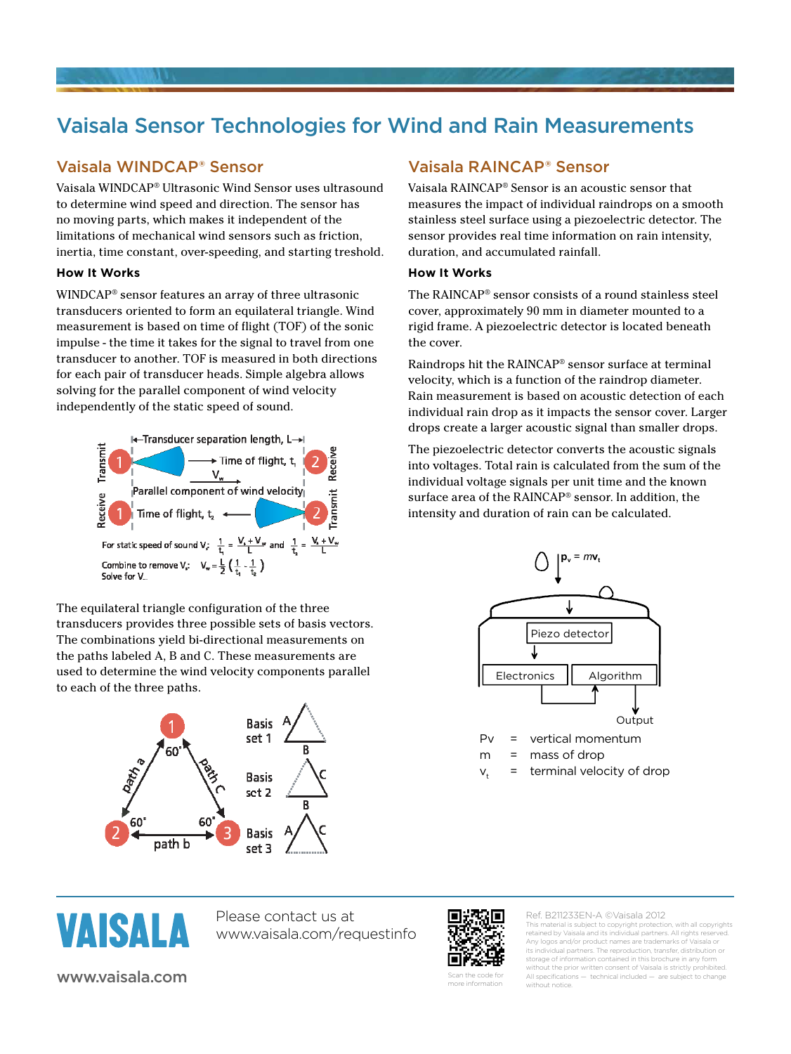# Vaisala Sensor Technologies for Wind and Rain Measurements

## Vaisala WINDCAP® Sensor

Vaisala WINDCAP® Ultrasonic Wind Sensor uses ultrasound to determine wind speed and direction. The sensor has no moving parts, which makes it independent of the limitations of mechanical wind sensors such as friction, inertia, time constant, over-speeding, and starting treshold.

### How It Works

WINDCAP® sensor features an array of three ultrasonic transducers oriented to form an equilateral triangle. Wind measurement is based on time of flight (TOF) of the sonic impulse - the time it takes for the signal to travel from one transducer to another. TOF is measured in both directions for each pair of transducer heads. Simple algebra allows solving for the parallel component of wind velocity independently of the static speed of sound.

Transducer separation length, L

Time of flight, $t_1$

$V_w$

Parallel component of wind velocity

Time of flight, $t_2$

Transmit, Receive

For static speed of sound $V_s$: $\frac{1}{t_1} = \frac{V_s + V_w}{L}$ and $\frac{1}{t_2} = \frac{V_s + V_w}{L}$

Combine to remove $V_s$: $V_w = \frac{L}{2}\left(\frac{1}{t_1} - \frac{1}{t_2}\right)$

Solve for $V_w$.

The equilateral triangle configuration of the three transducers provides three possible sets of basis vectors. The combinations yield bi-directional measurements on the paths labeled A, B and C. These measurements are used to determine the wind velocity components parallel to each of the three paths.

path a, path b, path c, 60°, 60°, 60°

Basis set 1: A, B

Basis set 2: B, C

Basis set 3: A, C

## Vaisala RAINCAP® Sensor

Vaisala RAINCAP® Sensor is an acoustic sensor that measures the impact of individual raindrops on a smooth stainless steel surface using a piezoelectric detector. The sensor provides real time information on rain intensity, duration, and accumulated rainfall.

### How It Works

The RAINCAP® sensor consists of a round stainless steel cover, approximately 90 mm in diameter mounted to a rigid frame. A piezoelectric detector is located beneath the cover.

Raindrops hit the RAINCAP® sensor surface at terminal velocity, which is a function of the raindrop diameter. Rain measurement is based on acoustic detection of each individual rain drop as it impacts the sensor cover. Larger drops create a larger acoustic signal than smaller drops.

The piezoelectric detector converts the acoustic signals into voltages. Total rain is calculated from the sum of the individual voltage signals per unit time and the known surface area of the RAINCAP® sensor. In addition, the intensity and duration of rain can be calculated.

$p_v = mv_t$

Piezo detector

Electronics

Algorithm

Output

$P_v$ = vertical momentum

$m$ = mass of drop

$v_t$ = terminal velocity of drop

VAISALA

www.vaisala.com

Please contact us at www.vaisala.com/requestinfo

Scan the code for more information

Ref. B211233EN-A ©Vaisala 2012

This material is subject to copyright protection, with all copyrights retained by Vaisala and its individual partners. All rights reserved. Any logos and/or product names are trademarks of Vaisala or its individual partners. The reproduction, transfer, distribution or storage of information contained in this brochure in any form without the prior written consent of Vaisala is strictly prohibited. All specifications — technical included — are subject to change without notice.